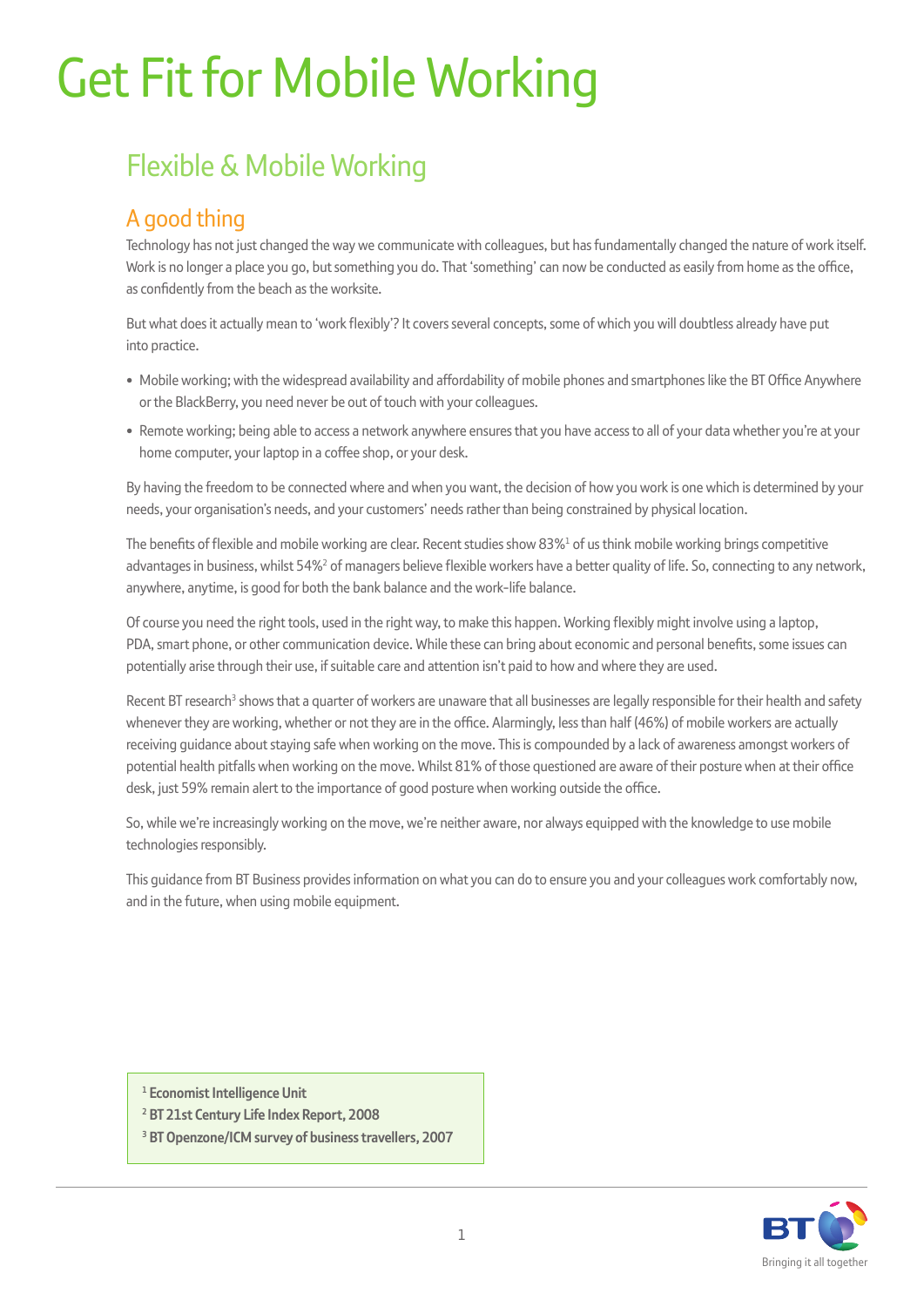# Get Fit for Mobile Working

## Flexible & Mobile Working

### A good thing

Technology has not just changed the way we communicate with colleagues, but has fundamentally changed the nature of work itself. Work is no longer a place you go, but something you do. That 'something' can now be conducted as easily from home as the office, as confidently from the beach as the worksite.

But what does it actually mean to 'work flexibly'? It covers several concepts, some of which you will doubtless already have put into practice.

- Mobile working; with the widespread availability and affordability of mobile phones and smartphones like the BT Office Anywhere or the BlackBerry, you need never be out of touch with your colleagues.
- Remote working; being able to access a network anywhere ensures that you have access to all of your data whether you're at your home computer, your laptop in a coffee shop, or your desk.

By having the freedom to be connected where and when you want, the decision of how you work is one which is determined by your needs, your organisation's needs, and your customers' needs rather than being constrained by physical location.

The benefits of flexible and mobile working are clear. Recent studies show 83%[1] of us think mobile working brings competitive advantages in business, whilst 54%[2] of managers believe flexible workers have a better quality of life. So, connecting to any network, anywhere, anytime, is good for both the bank balance and the work-life balance.

Of course you need the right tools, used in the right way, to make this happen. Working flexibly might involve using a laptop, PDA, smart phone, or other communication device. While these can bring about economic and personal benefits, some issues can potentially arise through their use, if suitable care and attention isn't paid to how and where they are used.

Recent BT research[3] shows that a quarter of workers are unaware that all businesses are legally responsible for their health and safety whenever they are working, whether or not they are in the office. Alarmingly, less than half (46%) of mobile workers are actually receiving guidance about staying safe when working on the move. This is compounded by a lack of awareness amongst workers of potential health pitfalls when working on the move. Whilst 81% of those questioned are aware of their posture when at their office desk, just 59% remain alert to the importance of good posture when working outside the office.

So, while we're increasingly working on the move, we're neither aware, nor always equipped with the knowledge to use mobile technologies responsibly.

This guidance from BT Business provides information on what you can do to ensure you and your colleagues work comfortably now, and in the future, when using mobile equipment.

**[1] Economist Intelligence Unit**
**[2] BT 21st Century Life Index Report, 2008**
**[3] BT Openzone/ICM survey of business travellers, 2007**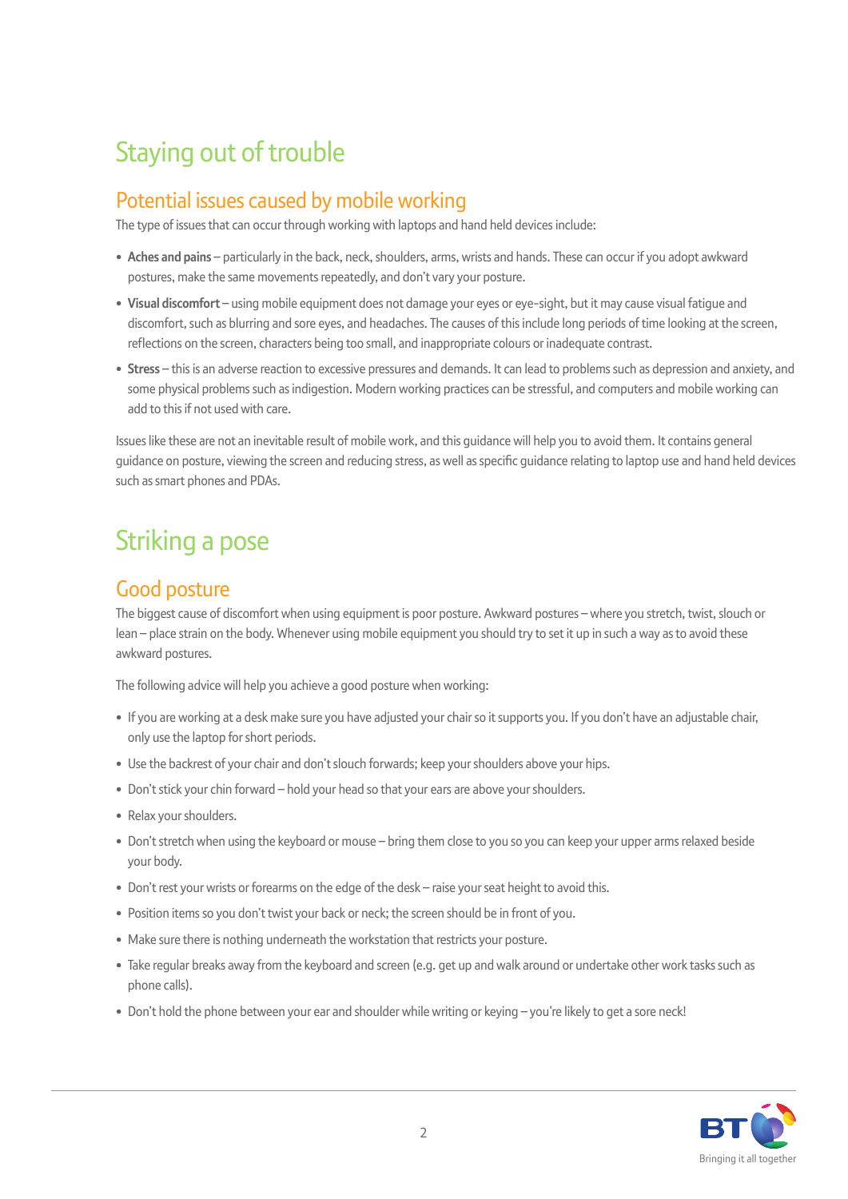# Staying out of trouble

## Potential issues caused by mobile working

The type of issues that can occur through working with laptops and hand held devices include:

- **Aches and pains** – particularly in the back, neck, shoulders, arms, wrists and hands. These can occur if you adopt awkward postures, make the same movements repeatedly, and don't vary your posture.
- **Visual discomfort** – using mobile equipment does not damage your eyes or eye-sight, but it may cause visual fatigue and discomfort, such as blurring and sore eyes, and headaches. The causes of this include long periods of time looking at the screen, reflections on the screen, characters being too small, and inappropriate colours or inadequate contrast.
- **Stress** – this is an adverse reaction to excessive pressures and demands. It can lead to problems such as depression and anxiety, and some physical problems such as indigestion. Modern working practices can be stressful, and computers and mobile working can add to this if not used with care.

Issues like these are not an inevitable result of mobile work, and this guidance will help you to avoid them. It contains general guidance on posture, viewing the screen and reducing stress, as well as specific guidance relating to laptop use and hand held devices such as smart phones and PDAs.

# Striking a pose

## Good posture

The biggest cause of discomfort when using equipment is poor posture. Awkward postures – where you stretch, twist, slouch or lean – place strain on the body. Whenever using mobile equipment you should try to set it up in such a way as to avoid these awkward postures.

The following advice will help you achieve a good posture when working:

- If you are working at a desk make sure you have adjusted your chair so it supports you. If you don't have an adjustable chair, only use the laptop for short periods.
- Use the backrest of your chair and don't slouch forwards; keep your shoulders above your hips.
- Don't stick your chin forward – hold your head so that your ears are above your shoulders.
- Relax your shoulders.
- Don't stretch when using the keyboard or mouse – bring them close to you so you can keep your upper arms relaxed beside your body.
- Don't rest your wrists or forearms on the edge of the desk – raise your seat height to avoid this.
- Position items so you don't twist your back or neck; the screen should be in front of you.
- Make sure there is nothing underneath the workstation that restricts your posture.
- Take regular breaks away from the keyboard and screen (e.g. get up and walk around or undertake other work tasks such as phone calls).
- Don't hold the phone between your ear and shoulder while writing or keying – you're likely to get a sore neck!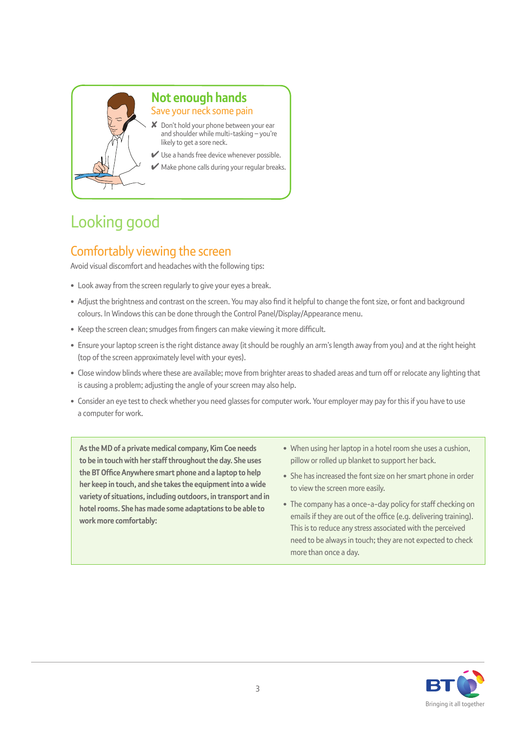### Not enough hands

Save your neck some pain

- ✗ Don't hold your phone between your ear and shoulder while multi-tasking – you're likely to get a sore neck.
- ✔ Use a hands free device whenever possible.
- ✔ Make phone calls during your regular breaks.

# Looking good

## Comfortably viewing the screen

Avoid visual discomfort and headaches with the following tips:

- Look away from the screen regularly to give your eyes a break.
- Adjust the brightness and contrast on the screen. You may also find it helpful to change the font size, or font and background colours. In Windows this can be done through the Control Panel/Display/Appearance menu.
- Keep the screen clean; smudges from fingers can make viewing it more difficult.
- Ensure your laptop screen is the right distance away (it should be roughly an arm's length away from you) and at the right height (top of the screen approximately level with your eyes).
- Close window blinds where these are available; move from brighter areas to shaded areas and turn off or relocate any lighting that is causing a problem; adjusting the angle of your screen may also help.
- Consider an eye test to check whether you need glasses for computer work. Your employer may pay for this if you have to use a computer for work.

**As the MD of a private medical company, Kim Coe needs to be in touch with her staff throughout the day. She uses the BT Office Anywhere smart phone and a laptop to help her keep in touch, and she takes the equipment into a wide variety of situations, including outdoors, in transport and in hotel rooms. She has made some adaptations to be able to work more comfortably:**

- When using her laptop in a hotel room she uses a cushion, pillow or rolled up blanket to support her back.
- She has increased the font size on her smart phone in order to view the screen more easily.
- The company has a once-a-day policy for staff checking on emails if they are out of the office (e.g. delivering training). This is to reduce any stress associated with the perceived need to be always in touch; they are not expected to check more than once a day.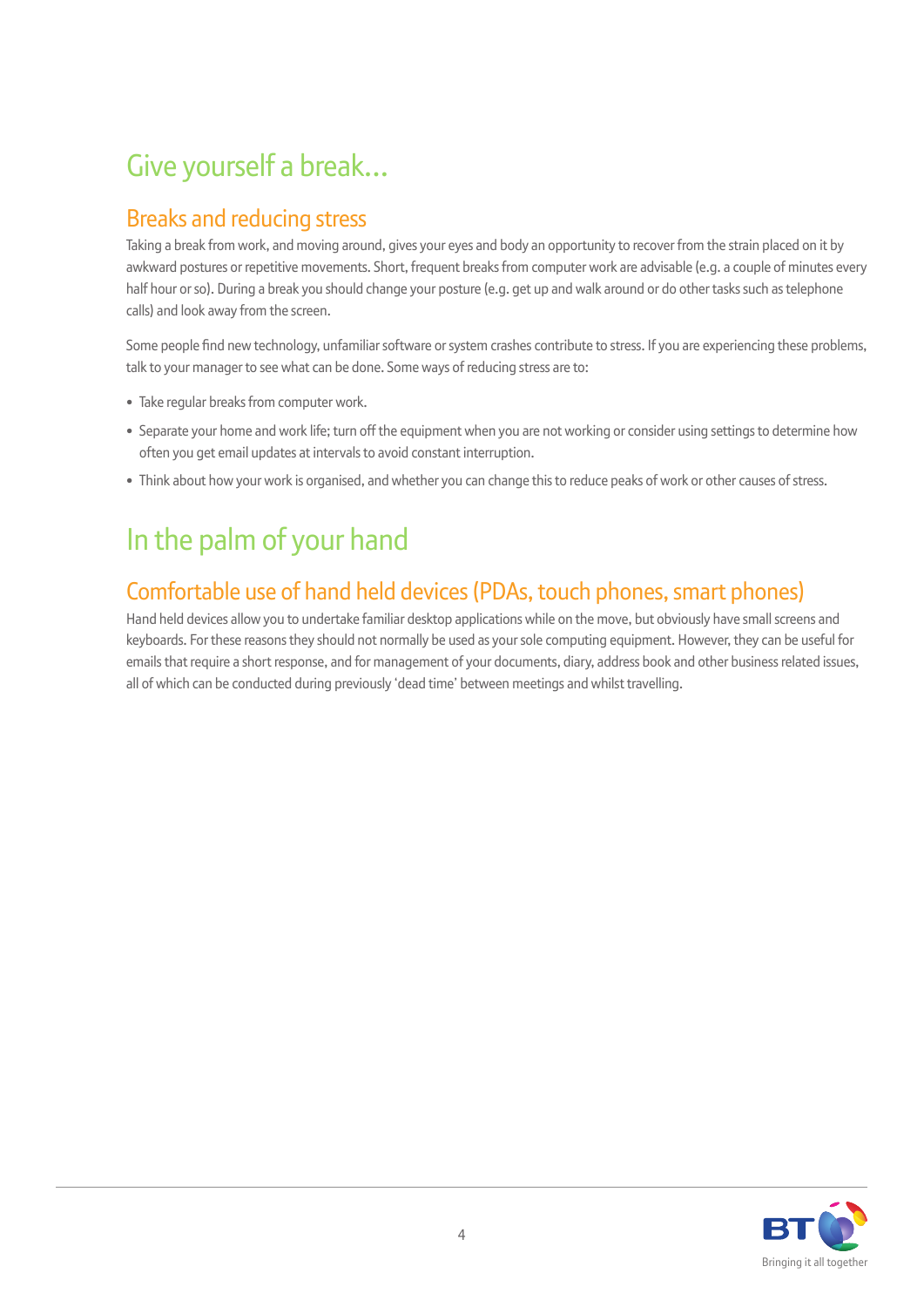# Give yourself a break...

## Breaks and reducing stress

Taking a break from work, and moving around, gives your eyes and body an opportunity to recover from the strain placed on it by awkward postures or repetitive movements. Short, frequent breaks from computer work are advisable (e.g. a couple of minutes every half hour or so). During a break you should change your posture (e.g. get up and walk around or do other tasks such as telephone calls) and look away from the screen.

Some people find new technology, unfamiliar software or system crashes contribute to stress. If you are experiencing these problems, talk to your manager to see what can be done. Some ways of reducing stress are to:

- Take regular breaks from computer work.
- Separate your home and work life; turn off the equipment when you are not working or consider using settings to determine how often you get email updates at intervals to avoid constant interruption.
- Think about how your work is organised, and whether you can change this to reduce peaks of work or other causes of stress.

# In the palm of your hand

## Comfortable use of hand held devices (PDAs, touch phones, smart phones)

Hand held devices allow you to undertake familiar desktop applications while on the move, but obviously have small screens and keyboards. For these reasons they should not normally be used as your sole computing equipment. However, they can be useful for emails that require a short response, and for management of your documents, diary, address book and other business related issues, all of which can be conducted during previously 'dead time' between meetings and whilst travelling.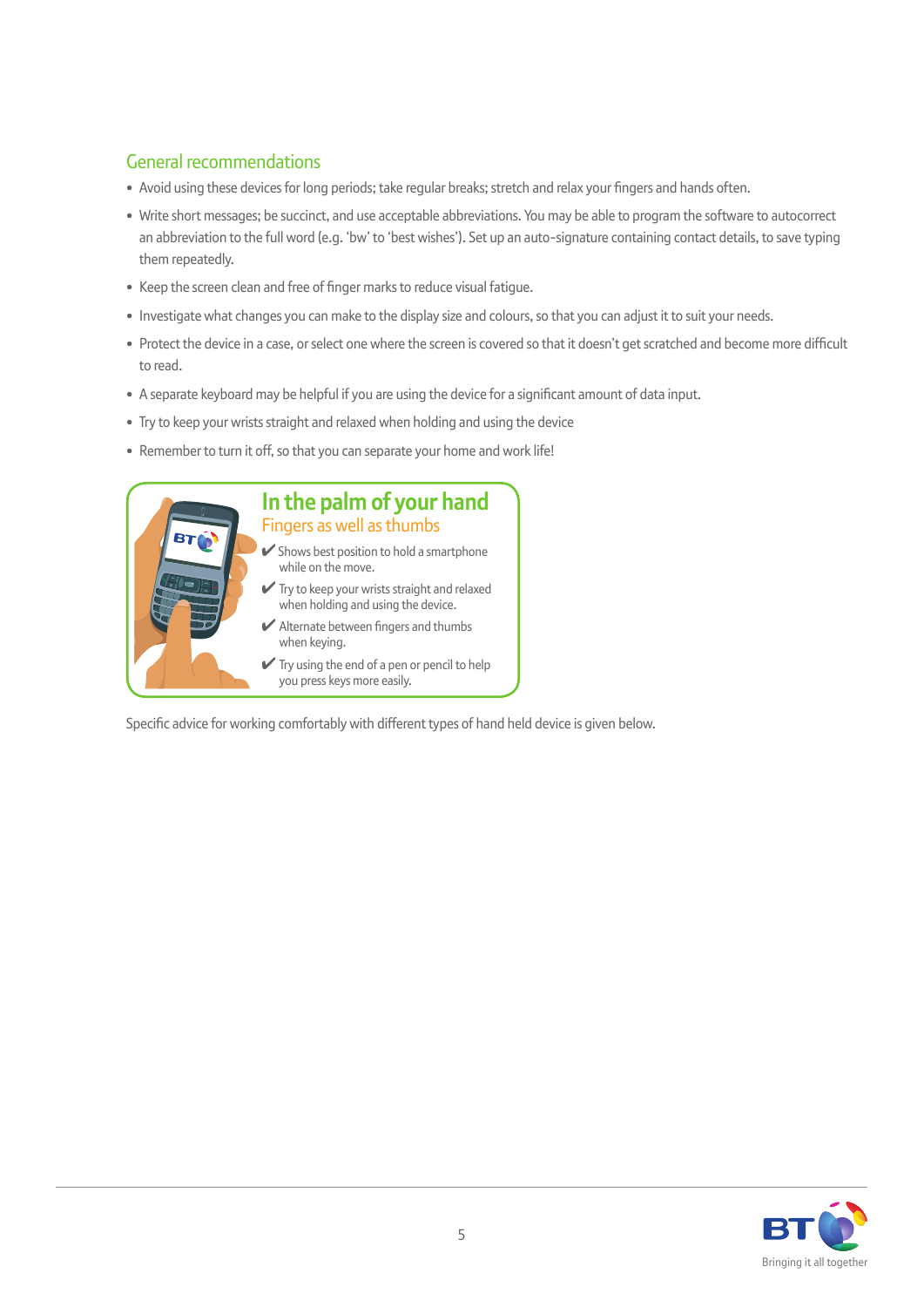## General recommendations

- Avoid using these devices for long periods; take regular breaks; stretch and relax your fingers and hands often.
- Write short messages; be succinct, and use acceptable abbreviations. You may be able to program the software to autocorrect an abbreviation to the full word (e.g. 'bw' to 'best wishes'). Set up an auto-signature containing contact details, to save typing them repeatedly.
- Keep the screen clean and free of finger marks to reduce visual fatigue.
- Investigate what changes you can make to the display size and colours, so that you can adjust it to suit your needs.
- Protect the device in a case, or select one where the screen is covered so that it doesn't get scratched and become more difficult to read.
- A separate keyboard may be helpful if you are using the device for a significant amount of data input.
- Try to keep your wrists straight and relaxed when holding and using the device
- Remember to turn it off, so that you can separate your home and work life!

### In the palm of your hand

Fingers as well as thumbs

- ✔ Shows best position to hold a smartphone while on the move.
- ✔ Try to keep your wrists straight and relaxed when holding and using the device.
- ✔ Alternate between fingers and thumbs when keying.
- ✔ Try using the end of a pen or pencil to help you press keys more easily.

Specific advice for working comfortably with different types of hand held device is given below.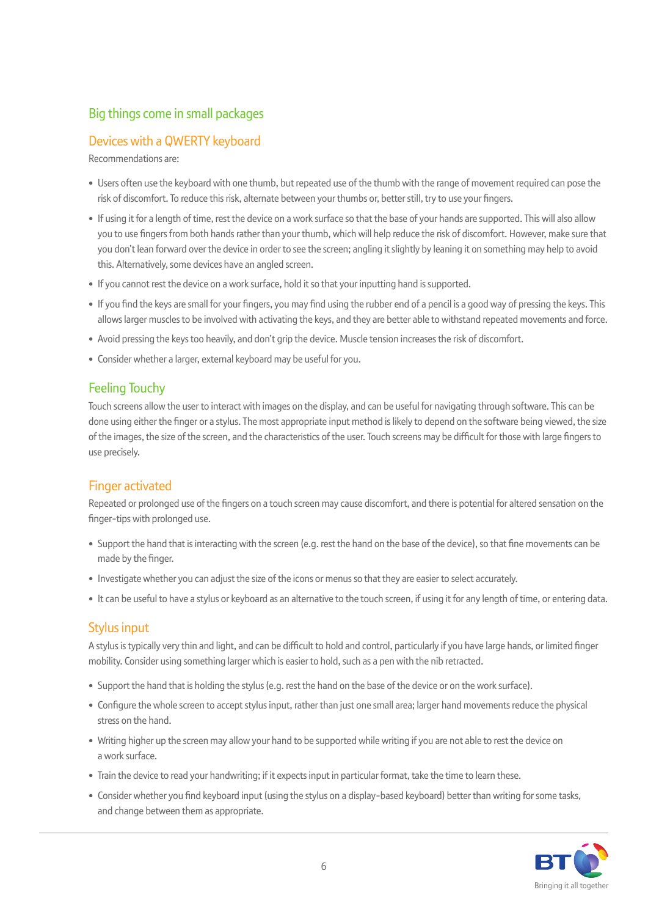## Big things come in small packages

### Devices with a QWERTY keyboard

Recommendations are:

- Users often use the keyboard with one thumb, but repeated use of the thumb with the range of movement required can pose the risk of discomfort. To reduce this risk, alternate between your thumbs or, better still, try to use your fingers.
- If using it for a length of time, rest the device on a work surface so that the base of your hands are supported. This will also allow you to use fingers from both hands rather than your thumb, which will help reduce the risk of discomfort. However, make sure that you don't lean forward over the device in order to see the screen; angling it slightly by leaning it on something may help to avoid this. Alternatively, some devices have an angled screen.
- If you cannot rest the device on a work surface, hold it so that your inputting hand is supported.
- If you find the keys are small for your fingers, you may find using the rubber end of a pencil is a good way of pressing the keys. This allows larger muscles to be involved with activating the keys, and they are better able to withstand repeated movements and force.
- Avoid pressing the keys too heavily, and don't grip the device. Muscle tension increases the risk of discomfort.
- Consider whether a larger, external keyboard may be useful for you.

### Feeling Touchy

Touch screens allow the user to interact with images on the display, and can be useful for navigating through software. This can be done using either the finger or a stylus. The most appropriate input method is likely to depend on the software being viewed, the size of the images, the size of the screen, and the characteristics of the user. Touch screens may be difficult for those with large fingers to use precisely.

### Finger activated

Repeated or prolonged use of the fingers on a touch screen may cause discomfort, and there is potential for altered sensation on the finger-tips with prolonged use.

- Support the hand that is interacting with the screen (e.g. rest the hand on the base of the device), so that fine movements can be made by the finger.
- Investigate whether you can adjust the size of the icons or menus so that they are easier to select accurately.
- It can be useful to have a stylus or keyboard as an alternative to the touch screen, if using it for any length of time, or entering data.

### Stylus input

A stylus is typically very thin and light, and can be difficult to hold and control, particularly if you have large hands, or limited finger mobility. Consider using something larger which is easier to hold, such as a pen with the nib retracted.

- Support the hand that is holding the stylus (e.g. rest the hand on the base of the device or on the work surface).
- Configure the whole screen to accept stylus input, rather than just one small area; larger hand movements reduce the physical stress on the hand.
- Writing higher up the screen may allow your hand to be supported while writing if you are not able to rest the device on a work surface.
- Train the device to read your handwriting; if it expects input in particular format, take the time to learn these.
- Consider whether you find keyboard input (using the stylus on a display-based keyboard) better than writing for some tasks, and change between them as appropriate.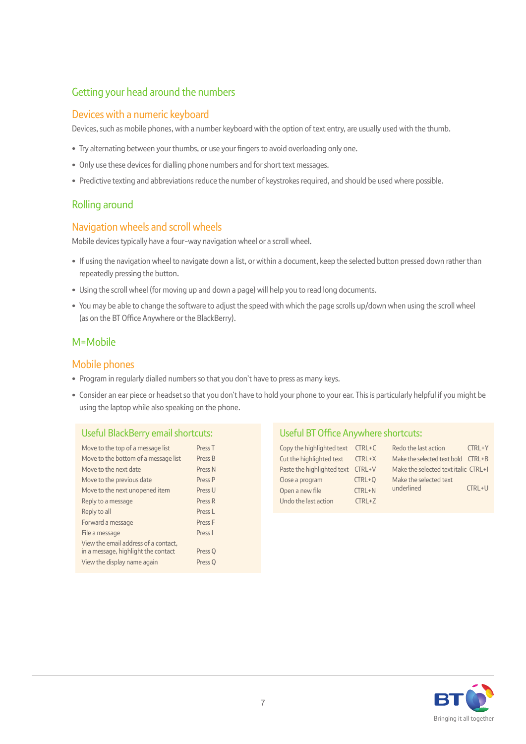## Getting your head around the numbers

### Devices with a numeric keyboard

Devices, such as mobile phones, with a number keyboard with the option of text entry, are usually used with the thumb.

- Try alternating between your thumbs, or use your fingers to avoid overloading only one.
- Only use these devices for dialling phone numbers and for short text messages.
- Predictive texting and abbreviations reduce the number of keystrokes required, and should be used where possible.

## Rolling around

### Navigation wheels and scroll wheels

Mobile devices typically have a four-way navigation wheel or a scroll wheel.

- If using the navigation wheel to navigate down a list, or within a document, keep the selected button pressed down rather than repeatedly pressing the button.
- Using the scroll wheel (for moving up and down a page) will help you to read long documents.
- You may be able to change the software to adjust the speed with which the page scrolls up/down when using the scroll wheel (as on the BT Office Anywhere or the BlackBerry).

## M=Mobile

### Mobile phones

- Program in regularly dialled numbers so that you don't have to press as many keys.
- Consider an ear piece or headset so that you don't have to hold your phone to your ear. This is particularly helpful if you might be using the laptop while also speaking on the phone.

### Useful BlackBerry email shortcuts:

| Action | Shortcut |
|---|---|
| Move to the top of a message list | Press T |
| Move to the bottom of a message list | Press B |
| Move to the next date | Press N |
| Move to the previous date | Press P |
| Move to the next unopened item | Press U |
| Reply to a message | Press R |
| Reply to all | Press L |
| Forward a message | Press F |
| File a message | Press I |
| View the email address of a contact, in a message, highlight the contact | Press Q |
| View the display name again | Press Q |

### Useful BT Office Anywhere shortcuts:

| Action | Shortcut |
|---|---|
| Copy the highlighted text | CTRL+C |
| Cut the highlighted text | CTRL+X |
| Paste the highlighted text | CTRL+V |
| Close a program | CTRL+Q |
| Open a new file | CTRL+N |
| Undo the last action | CTRL+Z |
| Redo the last action | CTRL+Y |
| Make the selected text bold | CTRL+B |
| Make the selected text italic | CTRL+I |
| Make the selected text underlined | CTRL+U |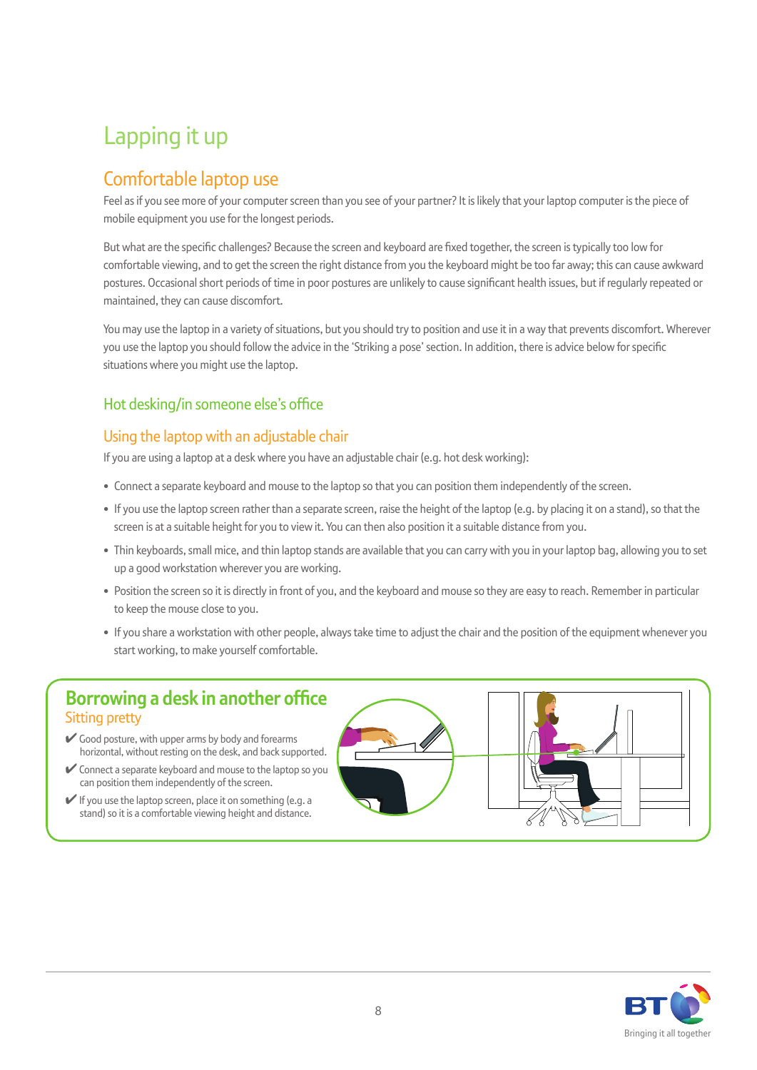# Lapping it up

## Comfortable laptop use

Feel as if you see more of your computer screen than you see of your partner? It is likely that your laptop computer is the piece of mobile equipment you use for the longest periods.

But what are the specific challenges? Because the screen and keyboard are fixed together, the screen is typically too low for comfortable viewing, and to get the screen the right distance from you the keyboard might be too far away; this can cause awkward postures. Occasional short periods of time in poor postures are unlikely to cause significant health issues, but if regularly repeated or maintained, they can cause discomfort.

You may use the laptop in a variety of situations, but you should try to position and use it in a way that prevents discomfort. Wherever you use the laptop you should follow the advice in the 'Striking a pose' section. In addition, there is advice below for specific situations where you might use the laptop.

### Hot desking/in someone else's office

### Using the laptop with an adjustable chair

If you are using a laptop at a desk where you have an adjustable chair (e.g. hot desk working):

- Connect a separate keyboard and mouse to the laptop so that you can position them independently of the screen.
- If you use the laptop screen rather than a separate screen, raise the height of the laptop (e.g. by placing it on a stand), so that the screen is at a suitable height for you to view it. You can then also position it a suitable distance from you.
- Thin keyboards, small mice, and thin laptop stands are available that you can carry with you in your laptop bag, allowing you to set up a good workstation wherever you are working.
- Position the screen so it is directly in front of you, and the keyboard and mouse so they are easy to reach. Remember in particular to keep the mouse close to you.
- If you share a workstation with other people, always take time to adjust the chair and the position of the equipment whenever you start working, to make yourself comfortable.

## Borrowing a desk in another office

### Sitting pretty

✔ Good posture, with upper arms by body and forearms horizontal, without resting on the desk, and back supported.

✔ Connect a separate keyboard and mouse to the laptop so you can position them independently of the screen.

✔ If you use the laptop screen, place it on something (e.g. a stand) so it is a comfortable viewing height and distance.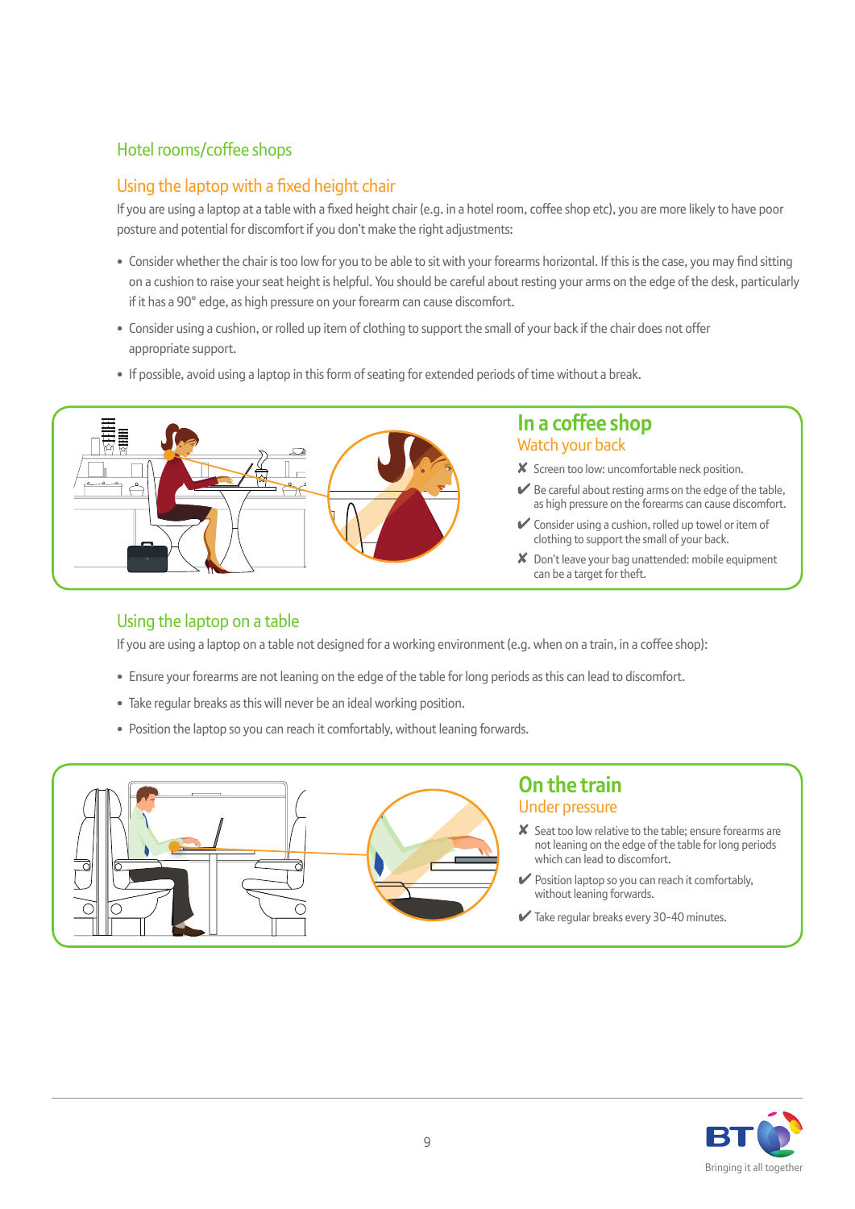## Hotel rooms/coffee shops

### Using the laptop with a fixed height chair

If you are using a laptop at a table with a fixed height chair (e.g. in a hotel room, coffee shop etc), you are more likely to have poor posture and potential for discomfort if you don't make the right adjustments:

- Consider whether the chair is too low for you to be able to sit with your forearms horizontal. If this is the case, you may find sitting on a cushion to raise your seat height is helpful. You should be careful about resting your arms on the edge of the desk, particularly if it has a 90° edge, as high pressure on your forearm can cause discomfort.
- Consider using a cushion, or rolled up item of clothing to support the small of your back if the chair does not offer appropriate support.
- If possible, avoid using a laptop in this form of seating for extended periods of time without a break.

**In a coffee shop**

Watch your back

- ✘ Screen too low: uncomfortable neck position.
- ✔ Be careful about resting arms on the edge of the table, as high pressure on the forearms can cause discomfort.
- ✔ Consider using a cushion, rolled up towel or item of clothing to support the small of your back.
- ✘ Don't leave your bag unattended: mobile equipment can be a target for theft.

### Using the laptop on a table

If you are using a laptop on a table not designed for a working environment (e.g. when on a train, in a coffee shop):

- Ensure your forearms are not leaning on the edge of the table for long periods as this can lead to discomfort.
- Take regular breaks as this will never be an ideal working position.
- Position the laptop so you can reach it comfortably, without leaning forwards.

**On the train**

Under pressure

- ✘ Seat too low relative to the table; ensure forearms are not leaning on the edge of the table for long periods which can lead to discomfort.
- ✔ Position laptop so you can reach it comfortably, without leaning forwards.
- ✔ Take regular breaks every 30-40 minutes.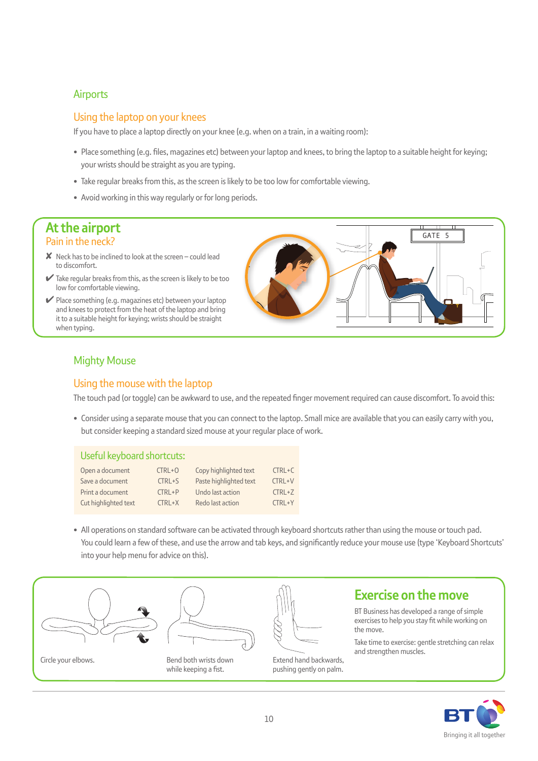## Airports

### Using the laptop on your knees

If you have to place a laptop directly on your knee (e.g. when on a train, in a waiting room):

- Place something (e.g. files, magazines etc) between your laptop and knees, to bring the laptop to a suitable height for keying; your wrists should be straight as you are typing.
- Take regular breaks from this, as the screen is likely to be too low for comfortable viewing.
- Avoid working in this way regularly or for long periods.

## At the airport

### Pain in the neck?

✘ Neck has to be inclined to look at the screen – could lead to discomfort.

✔ Take regular breaks from this, as the screen is likely to be too low for comfortable viewing.

✔ Place something (e.g. magazines etc) between your laptop and knees to protect from the heat of the laptop and bring it to a suitable height for keying; wrists should be straight when typing.

GATE 5

## Mighty Mouse

### Using the mouse with the laptop

The touch pad (or toggle) can be awkward to use, and the repeated finger movement required can cause discomfort. To avoid this:

- Consider using a separate mouse that you can connect to the laptop. Small mice are available that you can easily carry with you, but consider keeping a standard sized mouse at your regular place of work.

**Useful keyboard shortcuts:**

| | | | |
|---|---|---|---|
| Open a document | CTRL+O | Copy highlighted text | CTRL+C |
| Save a document | CTRL+S | Paste highlighted text | CTRL+V |
| Print a document | CTRL+P | Undo last action | CTRL+Z |
| Cut highlighted text | CTRL+X | Redo last action | CTRL+Y |

- All operations on standard software can be activated through keyboard shortcuts rather than using the mouse or touch pad. You could learn a few of these, and use the arrow and tab keys, and significantly reduce your mouse use (type 'Keyboard Shortcuts' into your help menu for advice on this).

Circle your elbows.

Bend both wrists down while keeping a fist.

Extend hand backwards, pushing gently on palm.

## Exercise on the move

BT Business has developed a range of simple exercises to help you stay fit while working on the move.

Take time to exercise: gentle stretching can relax and strengthen muscles.

BT Bringing it all together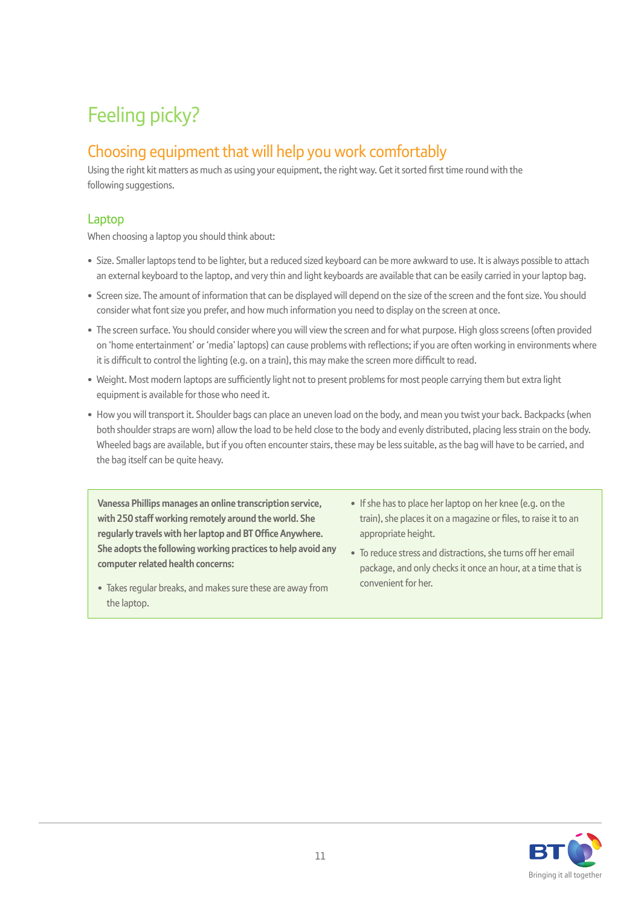# Feeling picky?

## Choosing equipment that will help you work comfortably

Using the right kit matters as much as using your equipment, the right way. Get it sorted first time round with the following suggestions.

### Laptop

When choosing a laptop you should think about:

- Size. Smaller laptops tend to be lighter, but a reduced sized keyboard can be more awkward to use. It is always possible to attach an external keyboard to the laptop, and very thin and light keyboards are available that can be easily carried in your laptop bag.
- Screen size. The amount of information that can be displayed will depend on the size of the screen and the font size. You should consider what font size you prefer, and how much information you need to display on the screen at once.
- The screen surface. You should consider where you will view the screen and for what purpose. High gloss screens (often provided on 'home entertainment' or 'media' laptops) can cause problems with reflections; if you are often working in environments where it is difficult to control the lighting (e.g. on a train), this may make the screen more difficult to read.
- Weight. Most modern laptops are sufficiently light not to present problems for most people carrying them but extra light equipment is available for those who need it.
- How you will transport it. Shoulder bags can place an uneven load on the body, and mean you twist your back. Backpacks (when both shoulder straps are worn) allow the load to be held close to the body and evenly distributed, placing less strain on the body. Wheeled bags are available, but if you often encounter stairs, these may be less suitable, as the bag will have to be carried, and the bag itself can be quite heavy.

**Vanessa Phillips manages an online transcription service, with 250 staff working remotely around the world. She regularly travels with her laptop and BT Office Anywhere. She adopts the following working practices to help avoid any computer related health concerns:**

- Takes regular breaks, and makes sure these are away from the laptop.
- If she has to place her laptop on her knee (e.g. on the train), she places it on a magazine or files, to raise it to an appropriate height.
- To reduce stress and distractions, she turns off her email package, and only checks it once an hour, at a time that is convenient for her.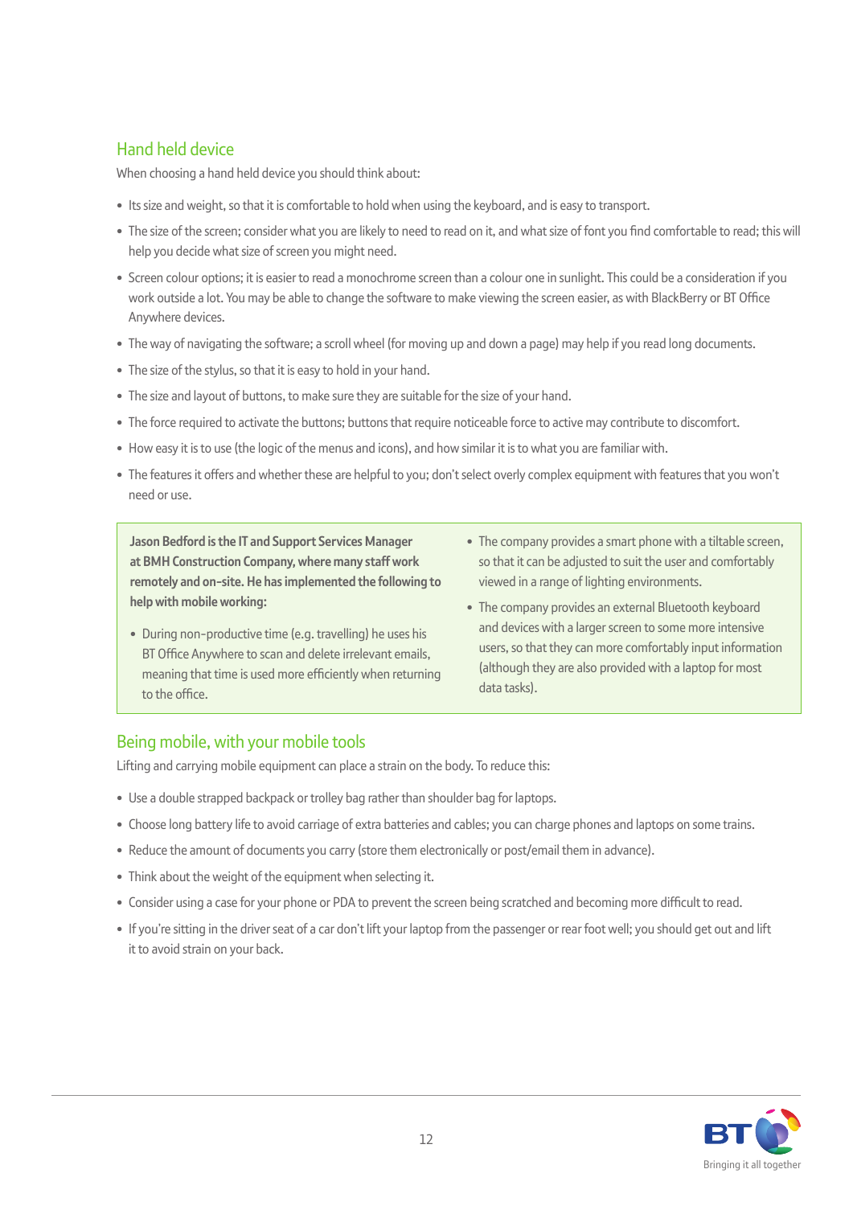## Hand held device

When choosing a hand held device you should think about:

- Its size and weight, so that it is comfortable to hold when using the keyboard, and is easy to transport.
- The size of the screen; consider what you are likely to need to read on it, and what size of font you find comfortable to read; this will help you decide what size of screen you might need.
- Screen colour options; it is easier to read a monochrome screen than a colour one in sunlight. This could be a consideration if you work outside a lot. You may be able to change the software to make viewing the screen easier, as with BlackBerry or BT Office Anywhere devices.
- The way of navigating the software; a scroll wheel (for moving up and down a page) may help if you read long documents.
- The size of the stylus, so that it is easy to hold in your hand.
- The size and layout of buttons, to make sure they are suitable for the size of your hand.
- The force required to activate the buttons; buttons that require noticeable force to active may contribute to discomfort.
- How easy it is to use (the logic of the menus and icons), and how similar it is to what you are familiar with.
- The features it offers and whether these are helpful to you; don't select overly complex equipment with features that you won't need or use.

**Jason Bedford is the IT and Support Services Manager at BMH Construction Company, where many staff work remotely and on-site. He has implemented the following to help with mobile working:**

- During non-productive time (e.g. travelling) he uses his BT Office Anywhere to scan and delete irrelevant emails, meaning that time is used more efficiently when returning to the office.
- The company provides a smart phone with a tiltable screen, so that it can be adjusted to suit the user and comfortably viewed in a range of lighting environments.
- The company provides an external Bluetooth keyboard and devices with a larger screen to some more intensive users, so that they can more comfortably input information (although they are also provided with a laptop for most data tasks).

## Being mobile, with your mobile tools

Lifting and carrying mobile equipment can place a strain on the body. To reduce this:

- Use a double strapped backpack or trolley bag rather than shoulder bag for laptops.
- Choose long battery life to avoid carriage of extra batteries and cables; you can charge phones and laptops on some trains.
- Reduce the amount of documents you carry (store them electronically or post/email them in advance).
- Think about the weight of the equipment when selecting it.
- Consider using a case for your phone or PDA to prevent the screen being scratched and becoming more difficult to read.
- If you're sitting in the driver seat of a car don't lift your laptop from the passenger or rear foot well; you should get out and lift it to avoid strain on your back.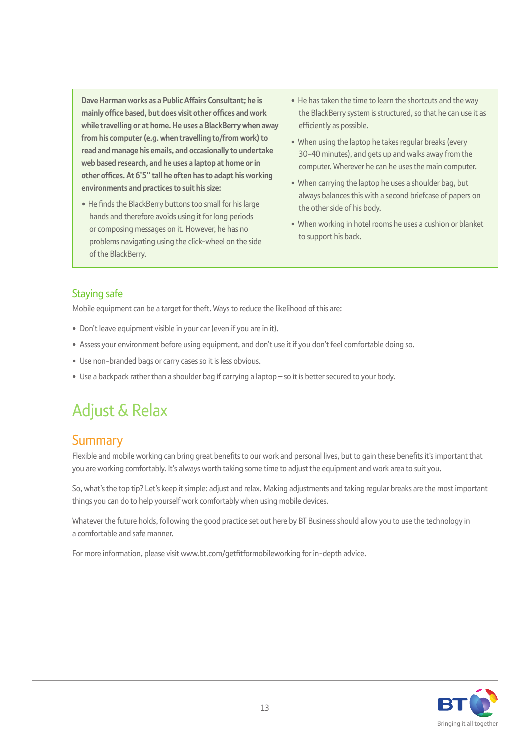**Dave Harman works as a Public Affairs Consultant; he is mainly office based, but does visit other offices and work while travelling or at home. He uses a BlackBerry when away from his computer (e.g. when travelling to/from work) to read and manage his emails, and occasionally to undertake web based research, and he uses a laptop at home or in other offices. At 6'5" tall he often has to adapt his working environments and practices to suit his size:**

- He finds the BlackBerry buttons too small for his large hands and therefore avoids using it for long periods or composing messages on it. However, he has no problems navigating using the click-wheel on the side of the BlackBerry.
- He has taken the time to learn the shortcuts and the way the BlackBerry system is structured, so that he can use it as efficiently as possible.
- When using the laptop he takes regular breaks (every 30-40 minutes), and gets up and walks away from the computer. Wherever he can he uses the main computer.
- When carrying the laptop he uses a shoulder bag, but always balances this with a second briefcase of papers on the other side of his body.
- When working in hotel rooms he uses a cushion or blanket to support his back.

## Staying safe

Mobile equipment can be a target for theft. Ways to reduce the likelihood of this are:

- Don't leave equipment visible in your car (even if you are in it).
- Assess your environment before using equipment, and don't use it if you don't feel comfortable doing so.
- Use non-branded bags or carry cases so it is less obvious.
- Use a backpack rather than a shoulder bag if carrying a laptop – so it is better secured to your body.

# Adjust & Relax

## Summary

Flexible and mobile working can bring great benefits to our work and personal lives, but to gain these benefits it's important that you are working comfortably. It's always worth taking some time to adjust the equipment and work area to suit you.

So, what's the top tip? Let's keep it simple: adjust and relax. Making adjustments and taking regular breaks are the most important things you can do to help yourself work comfortably when using mobile devices.

Whatever the future holds, following the good practice set out here by BT Business should allow you to use the technology in a comfortable and safe manner.

For more information, please visit www.bt.com/getfitformobileworking for in-depth advice.

BT Bringing it all together